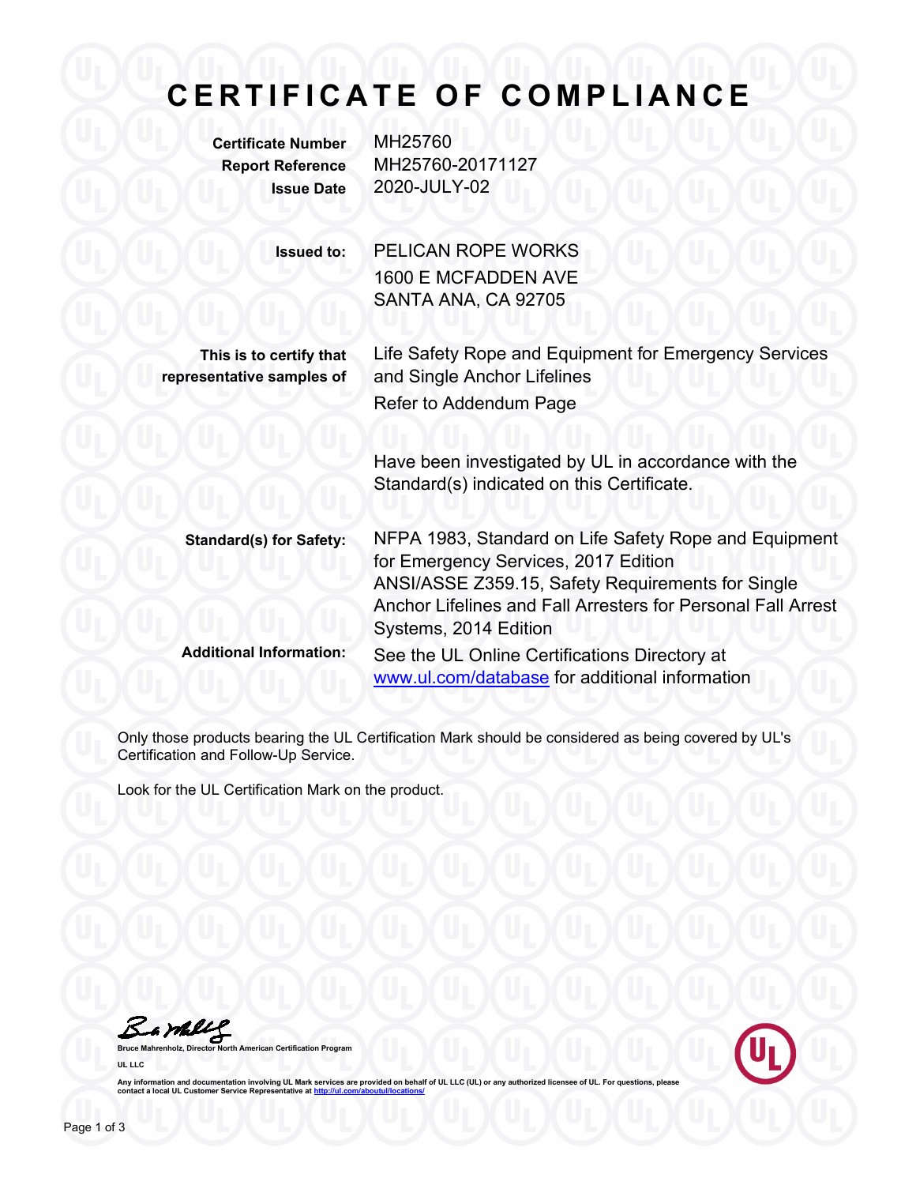# CERTIFICATE OF COMPLIANCE

**Certificate Number** MH25760
**Report Reference** MH25760-20171127
**Issue Date** 2020-JULY-02

**Issued to:** PELICAN ROPE WORKS
1600 E MCFADDEN AVE
SANTA ANA, CA 92705

**This is to certify that representative samples of** Life Safety Rope and Equipment for Emergency Services and Single Anchor Lifelines

Refer to Addendum Page

Have been investigated by UL in accordance with the Standard(s) indicated on this Certificate.

**Standard(s) for Safety:** NFPA 1983, Standard on Life Safety Rope and Equipment for Emergency Services, 2017 Edition
ANSI/ASSE Z359.15, Safety Requirements for Single Anchor Lifelines and Fall Arresters for Personal Fall Arrest Systems, 2014 Edition

**Additional Information:** See the UL Online Certifications Directory at www.ul.com/database for additional information

Only those products bearing the UL Certification Mark should be considered as being covered by UL's Certification and Follow-Up Service.

Look for the UL Certification Mark on the product.

Bruce Mahrenholz, Director North American Certification Program

UL LLC

Any information and documentation involving UL Mark services are provided on behalf of UL LLC (UL) or any authorized licensee of UL. For questions, please contact a local UL Customer Service Representative at http://ul.com/aboutul/locations/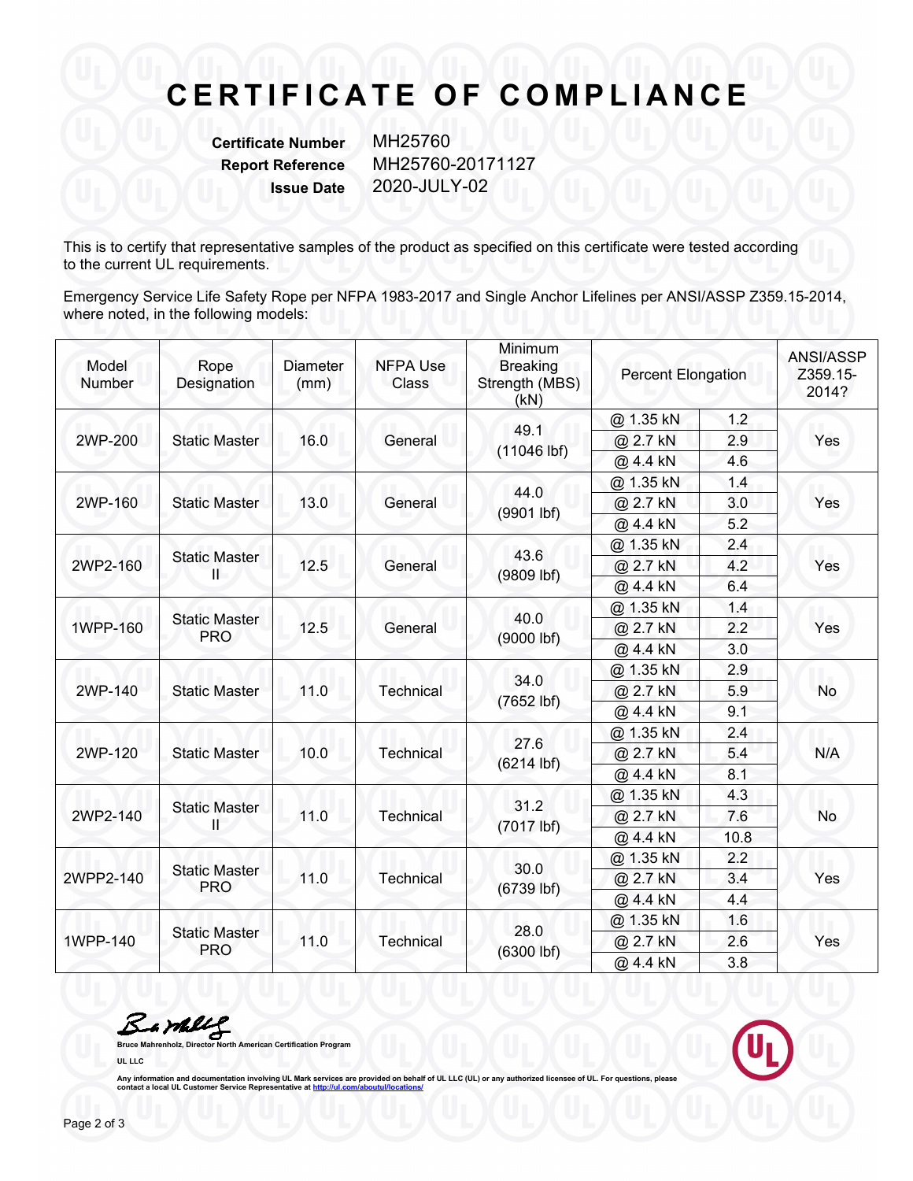# CERTIFICATE OF COMPLIANCE

**Certificate Number** MH25760
**Report Reference** MH25760-20171127
**Issue Date** 2020-JULY-02

This is to certify that representative samples of the product as specified on this certificate were tested according to the current UL requirements.

Emergency Service Life Safety Rope per NFPA 1983-2017 and Single Anchor Lifelines per ANSI/ASSP Z359.15-2014, where noted, in the following models:

| Model Number | Rope Designation | Diameter (mm) | NFPA Use Class | Minimum Breaking Strength (MBS) (kN) | Percent Elongation | | ANSI/ASSP Z359.15-2014? |
|---|---|---|---|---|---|---|---|
| 2WP-200 | Static Master | 16.0 | General | 49.1 (11046 lbf) | @ 1.35 kN | 1.2 | Yes |
| | | | | | @ 2.7 kN | 2.9 | |
| | | | | | @ 4.4 kN | 4.6 | |
| 2WP-160 | Static Master | 13.0 | General | 44.0 (9901 lbf) | @ 1.35 kN | 1.4 | Yes |
| | | | | | @ 2.7 kN | 3.0 | |
| | | | | | @ 4.4 kN | 5.2 | |
| 2WP2-160 | Static Master II | 12.5 | General | 43.6 (9809 lbf) | @ 1.35 kN | 2.4 | Yes |
| | | | | | @ 2.7 kN | 4.2 | |
| | | | | | @ 4.4 kN | 6.4 | |
| 1WPP-160 | Static Master PRO | 12.5 | General | 40.0 (9000 lbf) | @ 1.35 kN | 1.4 | Yes |
| | | | | | @ 2.7 kN | 2.2 | |
| | | | | | @ 4.4 kN | 3.0 | |
| 2WP-140 | Static Master | 11.0 | Technical | 34.0 (7652 lbf) | @ 1.35 kN | 2.9 | No |
| | | | | | @ 2.7 kN | 5.9 | |
| | | | | | @ 4.4 kN | 9.1 | |
| 2WP-120 | Static Master | 10.0 | Technical | 27.6 (6214 lbf) | @ 1.35 kN | 2.4 | N/A |
| | | | | | @ 2.7 kN | 5.4 | |
| | | | | | @ 4.4 kN | 8.1 | |
| 2WP2-140 | Static Master II | 11.0 | Technical | 31.2 (7017 lbf) | @ 1.35 kN | 4.3 | No |
| | | | | | @ 2.7 kN | 7.6 | |
| | | | | | @ 4.4 kN | 10.8 | |
| 2WPP2-140 | Static Master PRO | 11.0 | Technical | 30.0 (6739 lbf) | @ 1.35 kN | 2.2 | Yes |
| | | | | | @ 2.7 kN | 3.4 | |
| | | | | | @ 4.4 kN | 4.4 | |
| 1WPP-140 | Static Master PRO | 11.0 | Technical | 28.0 (6300 lbf) | @ 1.35 kN | 1.6 | Yes |
| | | | | | @ 2.7 kN | 2.6 | |
| | | | | | @ 4.4 kN | 3.8 | |

**Bruce Mahrenholz, Director North American Certification Program**

**UL LLC**

Any information and documentation involving UL Mark services are provided on behalf of UL LLC (UL) or any authorized licensee of UL. For questions, please contact a local UL Customer Service Representative at http://ul.com/aboutul/locations/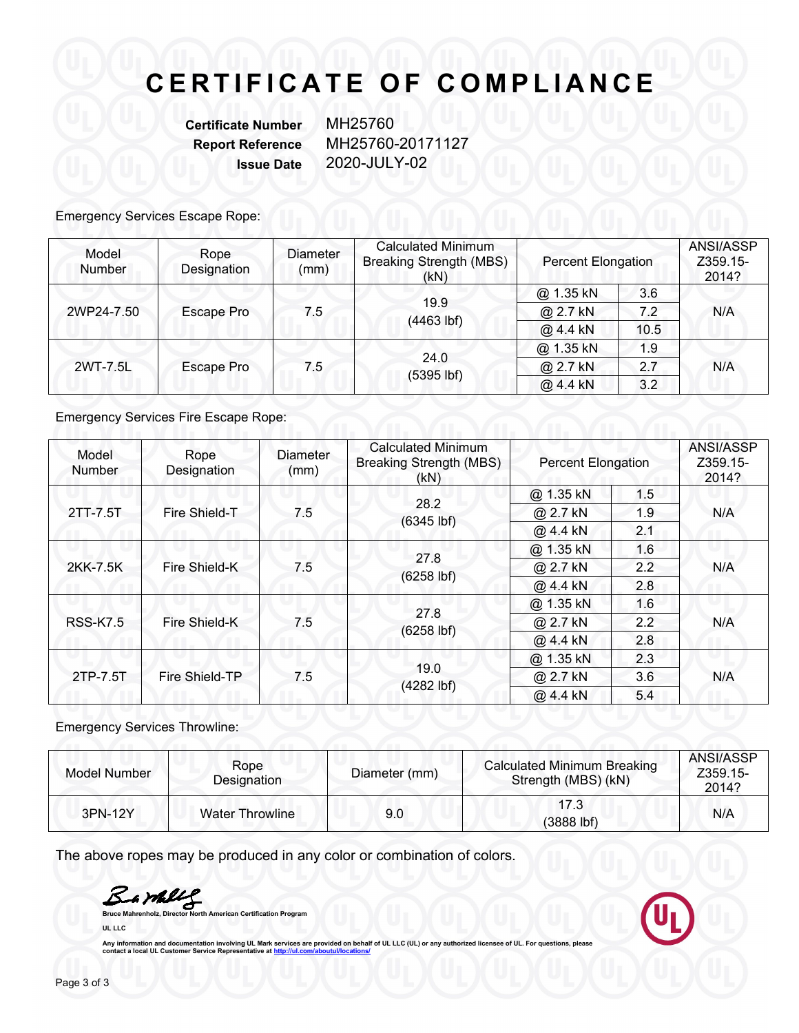# CERTIFICATE OF COMPLIANCE

**Certificate Number** MH25760
**Report Reference** MH25760-20171127
**Issue Date** 2020-JULY-02

Emergency Services Escape Rope:

| Model Number | Rope Designation | Diameter (mm) | Calculated Minimum Breaking Strength (MBS) (kN) | Percent Elongation | | ANSI/ASSP Z359.15-2014? |
|---|---|---|---|---|---|---|
| 2WP24-7.50 | Escape Pro | 7.5 | 19.9 (4463 lbf) | @ 1.35 kN | 3.6 | N/A |
| | | | | @ 2.7 kN | 7.2 | |
| | | | | @ 4.4 kN | 10.5 | |
| 2WT-7.5L | Escape Pro | 7.5 | 24.0 (5395 lbf) | @ 1.35 kN | 1.9 | N/A |
| | | | | @ 2.7 kN | 2.7 | |
| | | | | @ 4.4 kN | 3.2 | |

Emergency Services Fire Escape Rope:

| Model Number | Rope Designation | Diameter (mm) | Calculated Minimum Breaking Strength (MBS) (kN) | Percent Elongation | | ANSI/ASSP Z359.15-2014? |
|---|---|---|---|---|---|---|
| 2TT-7.5T | Fire Shield-T | 7.5 | 28.2 (6345 lbf) | @ 1.35 kN | 1.5 | N/A |
| | | | | @ 2.7 kN | 1.9 | |
| | | | | @ 4.4 kN | 2.1 | |
| 2KK-7.5K | Fire Shield-K | 7.5 | 27.8 (6258 lbf) | @ 1.35 kN | 1.6 | N/A |
| | | | | @ 2.7 kN | 2.2 | |
| | | | | @ 4.4 kN | 2.8 | |
| RSS-K7.5 | Fire Shield-K | 7.5 | 27.8 (6258 lbf) | @ 1.35 kN | 1.6 | N/A |
| | | | | @ 2.7 kN | 2.2 | |
| | | | | @ 4.4 kN | 2.8 | |
| 2TP-7.5T | Fire Shield-TP | 7.5 | 19.0 (4282 lbf) | @ 1.35 kN | 2.3 | N/A |
| | | | | @ 2.7 kN | 3.6 | |
| | | | | @ 4.4 kN | 5.4 | |

Emergency Services Throwline:

| Model Number | Rope Designation | Diameter (mm) | Calculated Minimum Breaking Strength (MBS) (kN) | ANSI/ASSP Z359.15-2014? |
|---|---|---|---|---|
| 3PN-12Y | Water Throwline | 9.0 | 17.3 (3888 lbf) | N/A |

The above ropes may be produced in any color or combination of colors.

**Bruce Mahrenholz, Director North American Certification Program**

**UL LLC**

**Any information and documentation involving UL Mark services are provided on behalf of UL LLC (UL) or any authorized licensee of UL. For questions, please contact a local UL Customer Service Representative at http://ul.com/aboutul/locations/**